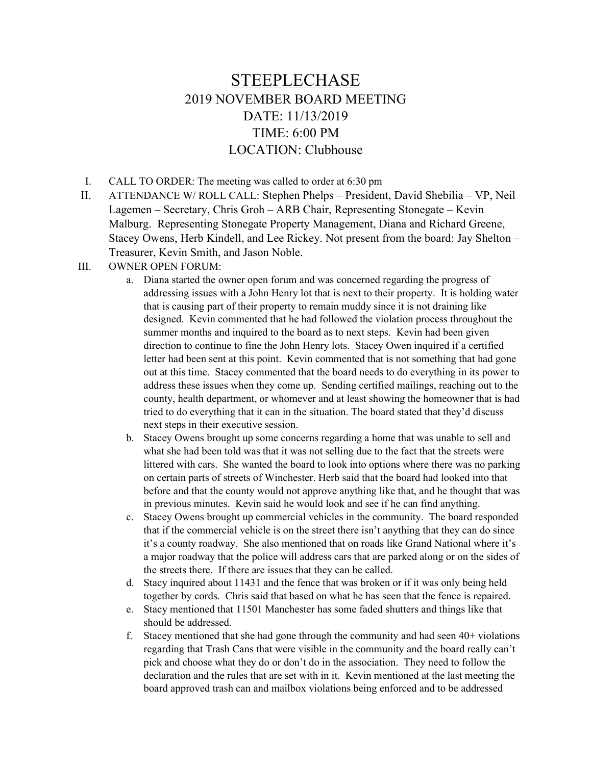# STEEPLECHASE

## 2019 NOVEMBER BOARD MEETING

DATE: 11/13/2019

TIME: 6:00 PM

LOCATION: Clubhouse

I. CALL TO ORDER: The meeting was called to order at 6:30 pm

II. ATTENDANCE W/ ROLL CALL: Stephen Phelps – President, David Shebilia – VP, Neil Lagemen – Secretary, Chris Groh – ARB Chair, Representing Stonegate – Kevin Malburg. Representing Stonegate Property Management, Diana and Richard Greene, Stacey Owens, Herb Kindell, and Lee Rickey. Not present from the board: Jay Shelton – Treasurer, Kevin Smith, and Jason Noble.

III. OWNER OPEN FORUM:

a. Diana started the owner open forum and was concerned regarding the progress of addressing issues with a John Henry lot that is next to their property. It is holding water that is causing part of their property to remain muddy since it is not draining like designed. Kevin commented that he had followed the violation process throughout the summer months and inquired to the board as to next steps. Kevin had been given direction to continue to fine the John Henry lots. Stacey Owen inquired if a certified letter had been sent at this point. Kevin commented that is not something that had gone out at this time. Stacey commented that the board needs to do everything in its power to address these issues when they come up. Sending certified mailings, reaching out to the county, health department, or whomever and at least showing the homeowner that is had tried to do everything that it can in the situation. The board stated that they'd discuss next steps in their executive session.

b. Stacey Owens brought up some concerns regarding a home that was unable to sell and what she had been told was that it was not selling due to the fact that the streets were littered with cars. She wanted the board to look into options where there was no parking on certain parts of streets of Winchester. Herb said that the board had looked into that before and that the county would not approve anything like that, and he thought that was in previous minutes. Kevin said he would look and see if he can find anything.

c. Stacey Owens brought up commercial vehicles in the community. The board responded that if the commercial vehicle is on the street there isn't anything that they can do since it's a county roadway. She also mentioned that on roads like Grand National where it's a major roadway that the police will address cars that are parked along or on the sides of the streets there. If there are issues that they can be called.

d. Stacy inquired about 11431 and the fence that was broken or if it was only being held together by cords. Chris said that based on what he has seen that the fence is repaired.

e. Stacy mentioned that 11501 Manchester has some faded shutters and things like that should be addressed.

f. Stacey mentioned that she had gone through the community and had seen 40+ violations regarding that Trash Cans that were visible in the community and the board really can't pick and choose what they do or don't do in the association. They need to follow the declaration and the rules that are set with in it. Kevin mentioned at the last meeting the board approved trash can and mailbox violations being enforced and to be addressed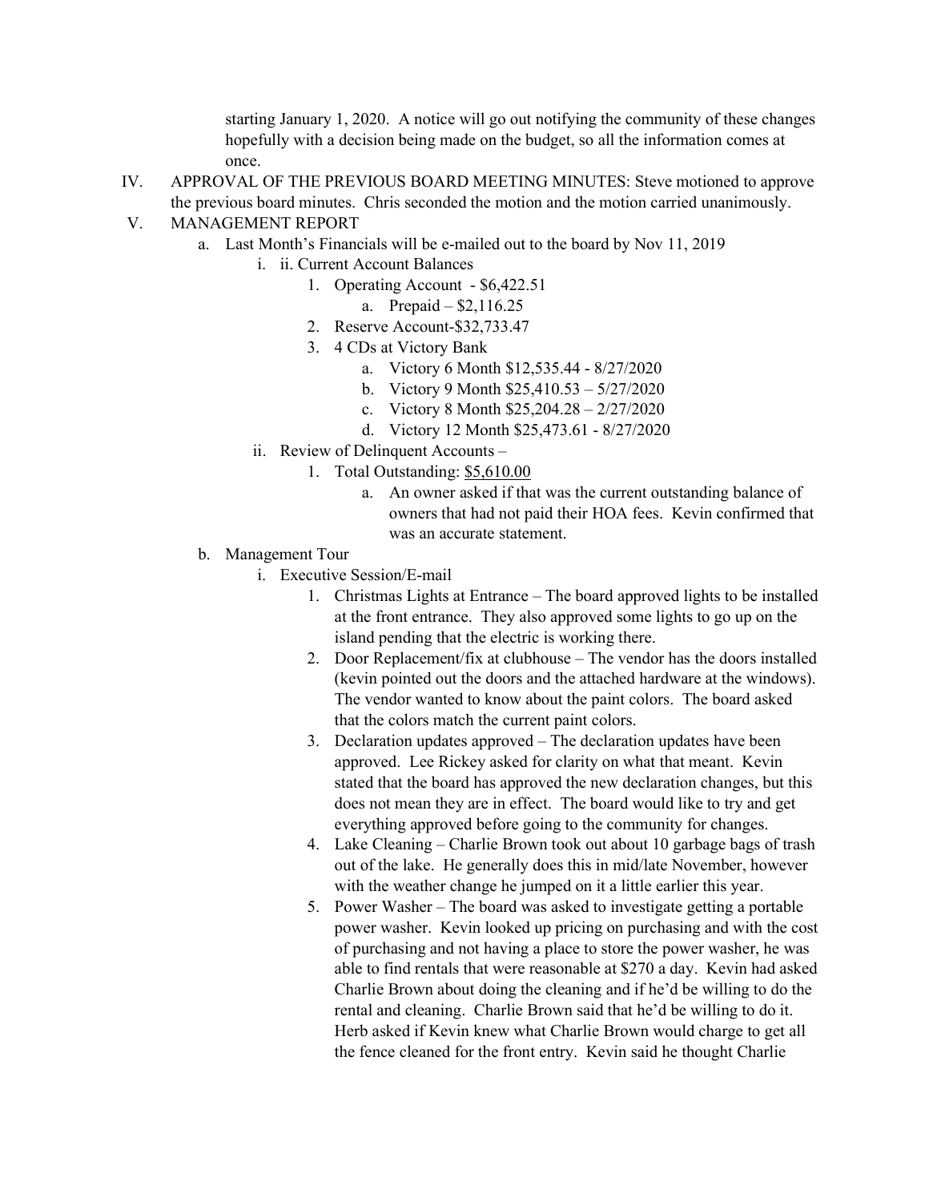starting January 1, 2020. A notice will go out notifying the community of these changes hopefully with a decision being made on the budget, so all the information comes at once.

IV. APPROVAL OF THE PREVIOUS BOARD MEETING MINUTES: Steve motioned to approve the previous board minutes. Chris seconded the motion and the motion carried unanimously.

V. MANAGEMENT REPORT

- a. Last Month's Financials will be e-mailed out to the board by Nov 11, 2019
  - i. ii. Current Account Balances
    1. Operating Account - $6,422.51
       - a. Prepaid – $2,116.25
    2. Reserve Account-$32,733.47
    3. 4 CDs at Victory Bank
       - a. Victory 6 Month $12,535.44 - 8/27/2020
       - b. Victory 9 Month $25,410.53 – 5/27/2020
       - c. Victory 8 Month $25,204.28 – 2/27/2020
       - d. Victory 12 Month $25,473.61 - 8/27/2020
  - ii. Review of Delinquent Accounts –
    1. Total Outstanding: <u>$5,610.00</u>
       - a. An owner asked if that was the current outstanding balance of owners that had not paid their HOA fees. Kevin confirmed that was an accurate statement.
- b. Management Tour
  - i. Executive Session/E-mail
    1. Christmas Lights at Entrance – The board approved lights to be installed at the front entrance. They also approved some lights to go up on the island pending that the electric is working there.
    2. Door Replacement/fix at clubhouse – The vendor has the doors installed (kevin pointed out the doors and the attached hardware at the windows). The vendor wanted to know about the paint colors. The board asked that the colors match the current paint colors.
    3. Declaration updates approved – The declaration updates have been approved. Lee Rickey asked for clarity on what that meant. Kevin stated that the board has approved the new declaration changes, but this does not mean they are in effect. The board would like to try and get everything approved before going to the community for changes.
    4. Lake Cleaning – Charlie Brown took out about 10 garbage bags of trash out of the lake. He generally does this in mid/late November, however with the weather change he jumped on it a little earlier this year.
    5. Power Washer – The board was asked to investigate getting a portable power washer. Kevin looked up pricing on purchasing and with the cost of purchasing and not having a place to store the power washer, he was able to find rentals that were reasonable at $270 a day. Kevin had asked Charlie Brown about doing the cleaning and if he'd be willing to do the rental and cleaning. Charlie Brown said that he'd be willing to do it. Herb asked if Kevin knew what Charlie Brown would charge to get all the fence cleaned for the front entry. Kevin said he thought Charlie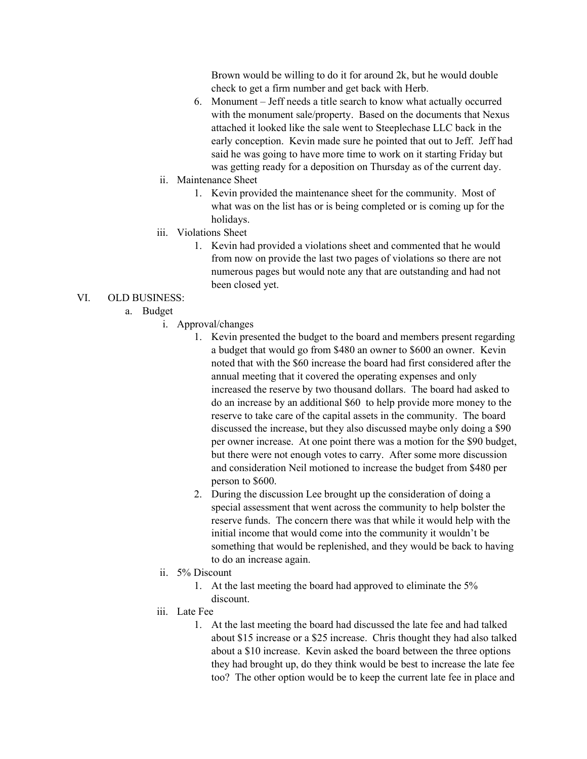Brown would be willing to do it for around 2k, but he would double check to get a firm number and get back with Herb.

6. Monument – Jeff needs a title search to know what actually occurred with the monument sale/property. Based on the documents that Nexus attached it looked like the sale went to Steeplechase LLC back in the early conception. Kevin made sure he pointed that out to Jeff. Jeff had said he was going to have more time to work on it starting Friday but was getting ready for a deposition on Thursday as of the current day.

ii. Maintenance Sheet

1. Kevin provided the maintenance sheet for the community. Most of what was on the list has or is being completed or is coming up for the holidays.

iii. Violations Sheet

1. Kevin had provided a violations sheet and commented that he would from now on provide the last two pages of violations so there are not numerous pages but would note any that are outstanding and had not been closed yet.

VI. OLD BUSINESS:

a. Budget

i. Approval/changes

1. Kevin presented the budget to the board and members present regarding a budget that would go from $480 an owner to $600 an owner. Kevin noted that with the $60 increase the board had first considered after the annual meeting that it covered the operating expenses and only increased the reserve by two thousand dollars. The board had asked to do an increase by an additional $60 to help provide more money to the reserve to take care of the capital assets in the community. The board discussed the increase, but they also discussed maybe only doing a $90 per owner increase. At one point there was a motion for the $90 budget, but there were not enough votes to carry. After some more discussion and consideration Neil motioned to increase the budget from $480 per person to $600.

2. During the discussion Lee brought up the consideration of doing a special assessment that went across the community to help bolster the reserve funds. The concern there was that while it would help with the initial income that would come into the community it wouldn't be something that would be replenished, and they would be back to having to do an increase again.

ii. 5% Discount

1. At the last meeting the board had approved to eliminate the 5% discount.

iii. Late Fee

1. At the last meeting the board had discussed the late fee and had talked about $15 increase or a $25 increase. Chris thought they had also talked about a $10 increase. Kevin asked the board between the three options they had brought up, do they think would be best to increase the late fee too? The other option would be to keep the current late fee in place and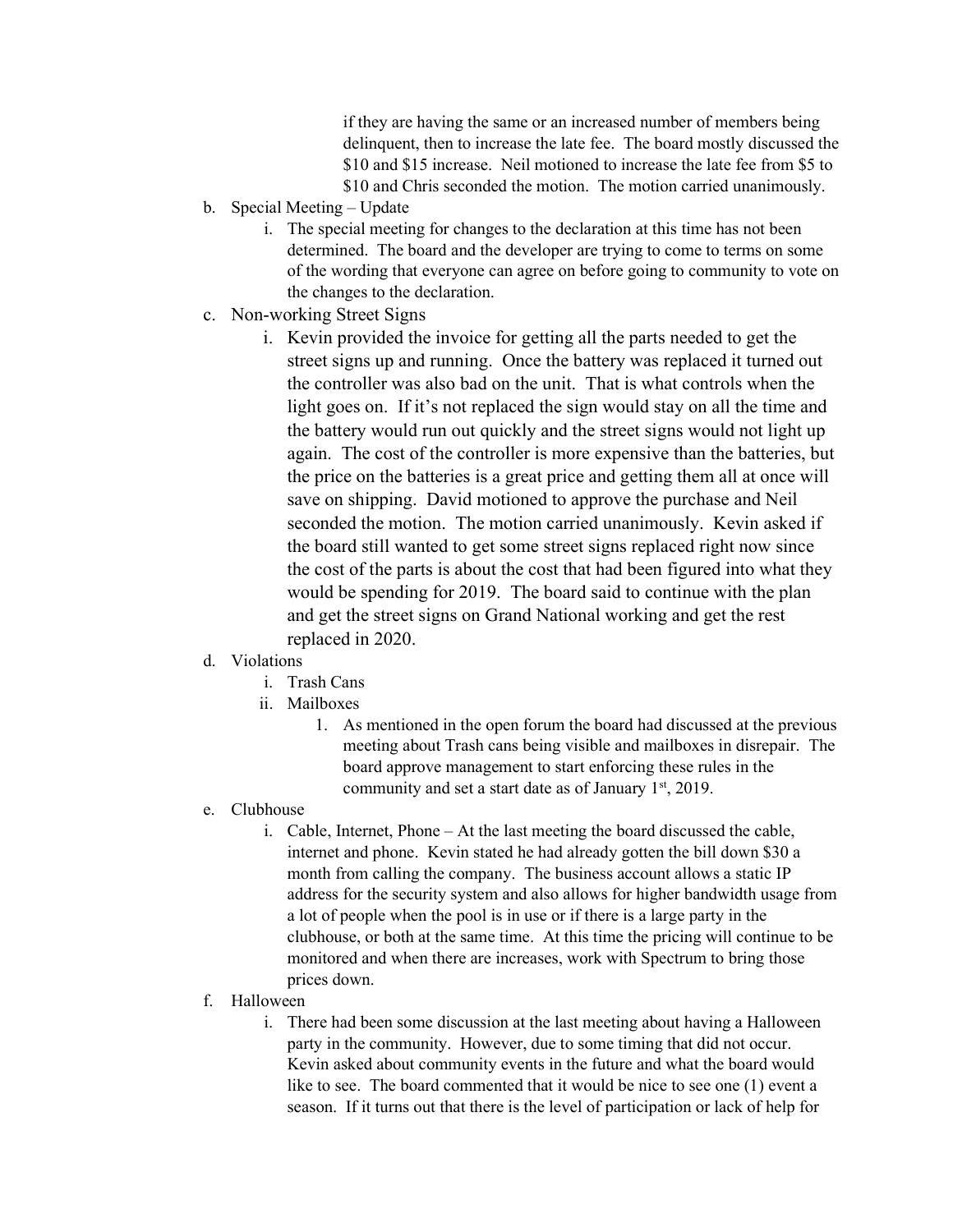if they are having the same or an increased number of members being delinquent, then to increase the late fee. The board mostly discussed the $10 and $15 increase. Neil motioned to increase the late fee from $5 to $10 and Chris seconded the motion. The motion carried unanimously.

b. Special Meeting – Update
   i. The special meeting for changes to the declaration at this time has not been determined. The board and the developer are trying to come to terms on some of the wording that everyone can agree on before going to community to vote on the changes to the declaration.

c. Non-working Street Signs
   i. Kevin provided the invoice for getting all the parts needed to get the street signs up and running. Once the battery was replaced it turned out the controller was also bad on the unit. That is what controls when the light goes on. If it's not replaced the sign would stay on all the time and the battery would run out quickly and the street signs would not light up again. The cost of the controller is more expensive than the batteries, but the price on the batteries is a great price and getting them all at once will save on shipping. David motioned to approve the purchase and Neil seconded the motion. The motion carried unanimously. Kevin asked if the board still wanted to get some street signs replaced right now since the cost of the parts is about the cost that had been figured into what they would be spending for 2019. The board said to continue with the plan and get the street signs on Grand National working and get the rest replaced in 2020.

d. Violations
   i. Trash Cans
   ii. Mailboxes
      1. As mentioned in the open forum the board had discussed at the previous meeting about Trash cans being visible and mailboxes in disrepair. The board approve management to start enforcing these rules in the community and set a start date as of January 1st, 2019.

e. Clubhouse
   i. Cable, Internet, Phone – At the last meeting the board discussed the cable, internet and phone. Kevin stated he had already gotten the bill down $30 a month from calling the company. The business account allows a static IP address for the security system and also allows for higher bandwidth usage from a lot of people when the pool is in use or if there is a large party in the clubhouse, or both at the same time. At this time the pricing will continue to be monitored and when there are increases, work with Spectrum to bring those prices down.

f. Halloween
   i. There had been some discussion at the last meeting about having a Halloween party in the community. However, due to some timing that did not occur. Kevin asked about community events in the future and what the board would like to see. The board commented that it would be nice to see one (1) event a season. If it turns out that there is the level of participation or lack of help for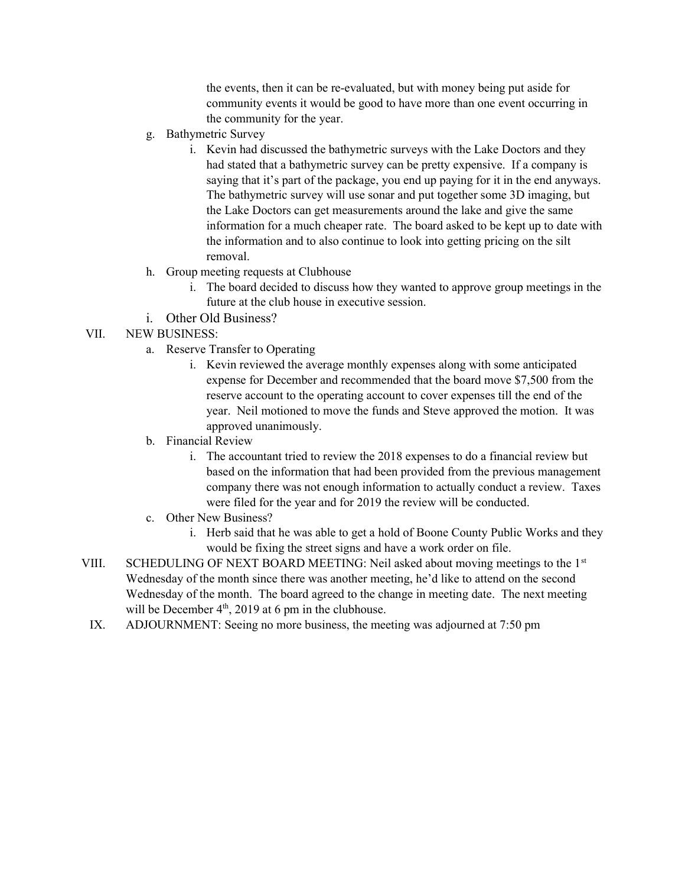the events, then it can be re-evaluated, but with money being put aside for community events it would be good to have more than one event occurring in the community for the year.

g. Bathymetric Survey
   i. Kevin had discussed the bathymetric surveys with the Lake Doctors and they had stated that a bathymetric survey can be pretty expensive. If a company is saying that it's part of the package, you end up paying for it in the end anyways. The bathymetric survey will use sonar and put together some 3D imaging, but the Lake Doctors can get measurements around the lake and give the same information for a much cheaper rate. The board asked to be kept up to date with the information and to also continue to look into getting pricing on the silt removal.

h. Group meeting requests at Clubhouse
   i. The board decided to discuss how they wanted to approve group meetings in the future at the club house in executive session.

i. Other Old Business?

VII. NEW BUSINESS:

a. Reserve Transfer to Operating
   i. Kevin reviewed the average monthly expenses along with some anticipated expense for December and recommended that the board move $7,500 from the reserve account to the operating account to cover expenses till the end of the year. Neil motioned to move the funds and Steve approved the motion. It was approved unanimously.

b. Financial Review
   i. The accountant tried to review the 2018 expenses to do a financial review but based on the information that had been provided from the previous management company there was not enough information to actually conduct a review. Taxes were filed for the year and for 2019 the review will be conducted.

c. Other New Business?
   i. Herb said that he was able to get a hold of Boone County Public Works and they would be fixing the street signs and have a work order on file.

VIII. SCHEDULING OF NEXT BOARD MEETING: Neil asked about moving meetings to the 1st Wednesday of the month since there was another meeting, he'd like to attend on the second Wednesday of the month. The board agreed to the change in meeting date. The next meeting will be December 4th, 2019 at 6 pm in the clubhouse.

IX. ADJOURNMENT: Seeing no more business, the meeting was adjourned at 7:50 pm